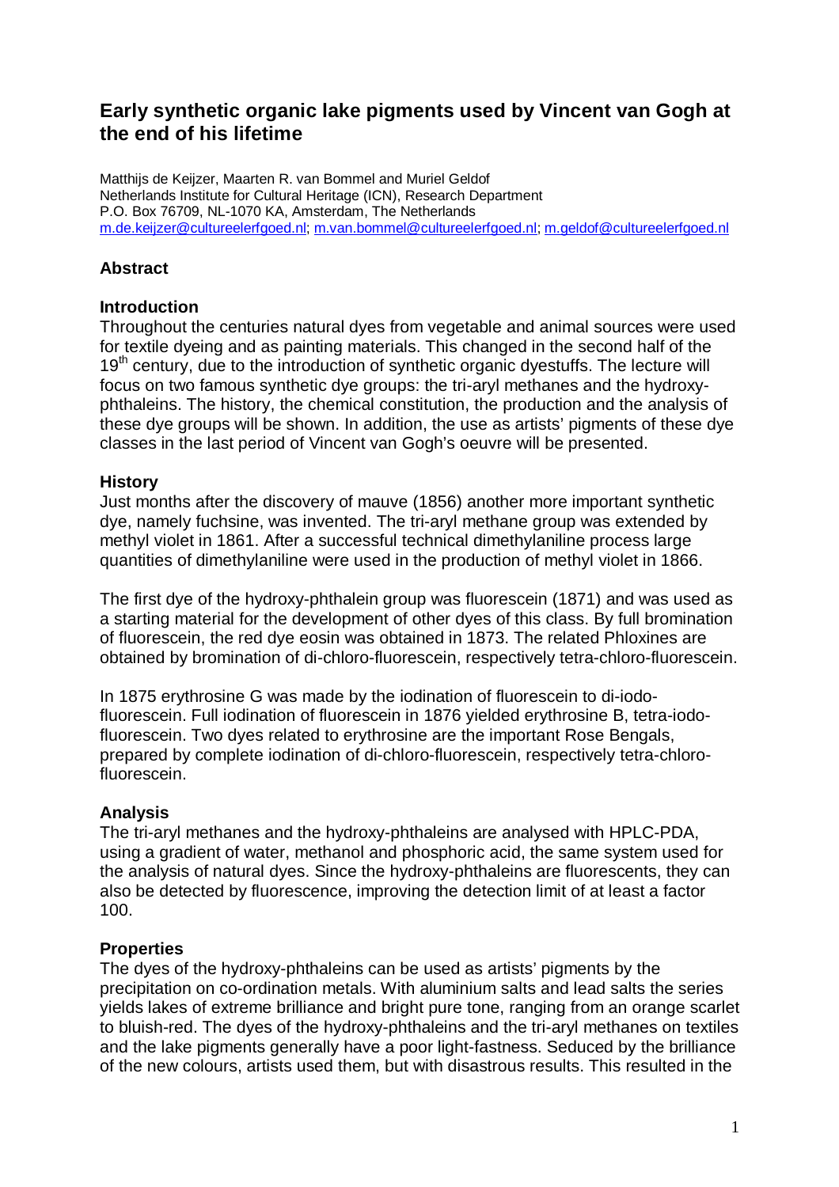# Early synthetic organic lake pigments used by Vincent van Gogh at the end of his lifetime

Matthijs de Keijzer, Maarten R. van Bommel and Muriel Geldof
Netherlands Institute for Cultural Heritage (ICN), Research Department
P.O. Box 76709, NL-1070 KA, Amsterdam, The Netherlands
m.de.keijzer@cultureelerfgoed.nl; m.van.bommel@cultureelerfgoed.nl; m.geldof@cultureelerfgoed.nl

## Abstract

### Introduction

Throughout the centuries natural dyes from vegetable and animal sources were used for textile dyeing and as painting materials. This changed in the second half of the $19^{th}$ century, due to the introduction of synthetic organic dyestuffs. The lecture will focus on two famous synthetic dye groups: the tri-aryl methanes and the hydroxy-phthaleins. The history, the chemical constitution, the production and the analysis of these dye groups will be shown. In addition, the use as artists' pigments of these dye classes in the last period of Vincent van Gogh's oeuvre will be presented.

### History

Just months after the discovery of mauve (1856) another more important synthetic dye, namely fuchsine, was invented. The tri-aryl methane group was extended by methyl violet in 1861. After a successful technical dimethylaniline process large quantities of dimethylaniline were used in the production of methyl violet in 1866.

The first dye of the hydroxy-phthalein group was fluorescein (1871) and was used as a starting material for the development of other dyes of this class. By full bromination of fluorescein, the red dye eosin was obtained in 1873. The related Phloxines are obtained by bromination of di-chloro-fluorescein, respectively tetra-chloro-fluorescein.

In 1875 erythrosine G was made by the iodination of fluorescein to di-iodo-fluorescein. Full iodination of fluorescein in 1876 yielded erythrosine B, tetra-iodo-fluorescein. Two dyes related to erythrosine are the important Rose Bengals, prepared by complete iodination of di-chloro-fluorescein, respectively tetra-chloro-fluorescein.

### Analysis

The tri-aryl methanes and the hydroxy-phthaleins are analysed with HPLC-PDA, using a gradient of water, methanol and phosphoric acid, the same system used for the analysis of natural dyes. Since the hydroxy-phthaleins are fluorescents, they can also be detected by fluorescence, improving the detection limit of at least a factor 100.

### Properties

The dyes of the hydroxy-phthaleins can be used as artists' pigments by the precipitation on co-ordination metals. With aluminium salts and lead salts the series yields lakes of extreme brilliance and bright pure tone, ranging from an orange scarlet to bluish-red. The dyes of the hydroxy-phthaleins and the tri-aryl methanes on textiles and the lake pigments generally have a poor light-fastness. Seduced by the brilliance of the new colours, artists used them, but with disastrous results. This resulted in the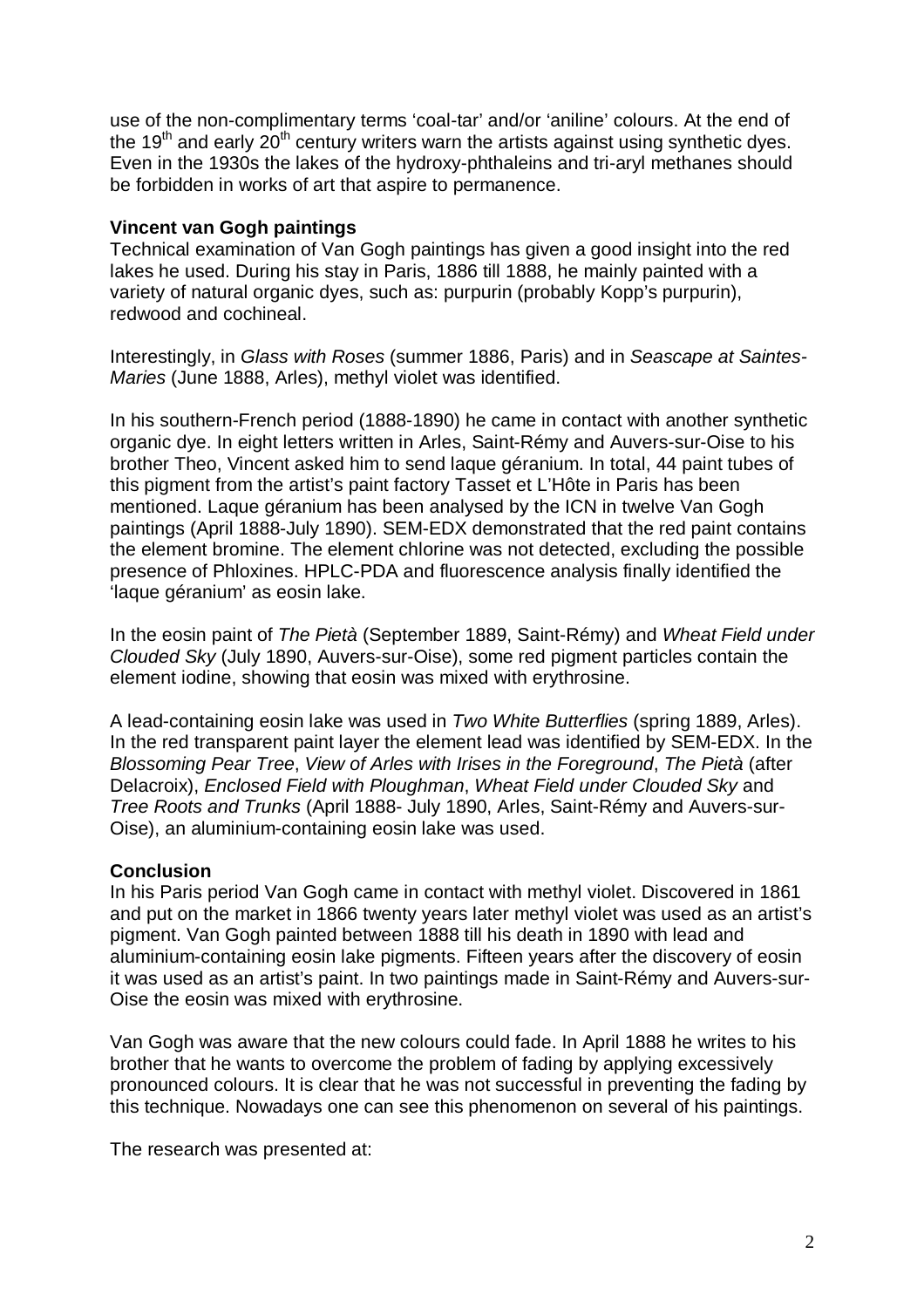use of the non-complimentary terms 'coal-tar' and/or 'aniline' colours. At the end of the $19^{th}$ and early $20^{th}$ century writers warn the artists against using synthetic dyes. Even in the 1930s the lakes of the hydroxy-phthaleins and tri-aryl methanes should be forbidden in works of art that aspire to permanence.

**Vincent van Gogh paintings**

Technical examination of Van Gogh paintings has given a good insight into the red lakes he used. During his stay in Paris, 1886 till 1888, he mainly painted with a variety of natural organic dyes, such as: purpurin (probably Kopp's purpurin), redwood and cochineal.

Interestingly, in *Glass with Roses* (summer 1886, Paris) and in *Seascape at Saintes-Maries* (June 1888, Arles), methyl violet was identified.

In his southern-French period (1888-1890) he came in contact with another synthetic organic dye. In eight letters written in Arles, Saint-Rémy and Auvers-sur-Oise to his brother Theo, Vincent asked him to send laque géranium. In total, 44 paint tubes of this pigment from the artist's paint factory Tasset et L'Hôte in Paris has been mentioned. Laque géranium has been analysed by the ICN in twelve Van Gogh paintings (April 1888-July 1890). SEM-EDX demonstrated that the red paint contains the element bromine. The element chlorine was not detected, excluding the possible presence of Phloxines. HPLC-PDA and fluorescence analysis finally identified the 'laque géranium' as eosin lake.

In the eosin paint of *The Pietà* (September 1889, Saint-Rémy) and *Wheat Field under Clouded Sky* (July 1890, Auvers-sur-Oise), some red pigment particles contain the element iodine, showing that eosin was mixed with erythrosine.

A lead-containing eosin lake was used in *Two White Butterflies* (spring 1889, Arles). In the red transparent paint layer the element lead was identified by SEM-EDX. In the *Blossoming Pear Tree*, *View of Arles with Irises in the Foreground*, *The Pietà* (after Delacroix), *Enclosed Field with Ploughman*, *Wheat Field under Clouded Sky* and *Tree Roots and Trunks* (April 1888- July 1890, Arles, Saint-Rémy and Auvers-sur-Oise), an aluminium-containing eosin lake was used.

**Conclusion**

In his Paris period Van Gogh came in contact with methyl violet. Discovered in 1861 and put on the market in 1866 twenty years later methyl violet was used as an artist's pigment. Van Gogh painted between 1888 till his death in 1890 with lead and aluminium-containing eosin lake pigments. Fifteen years after the discovery of eosin it was used as an artist's paint. In two paintings made in Saint-Rémy and Auvers-sur-Oise the eosin was mixed with erythrosine.

Van Gogh was aware that the new colours could fade. In April 1888 he writes to his brother that he wants to overcome the problem of fading by applying excessively pronounced colours. It is clear that he was not successful in preventing the fading by this technique. Nowadays one can see this phenomenon on several of his paintings.

The research was presented at: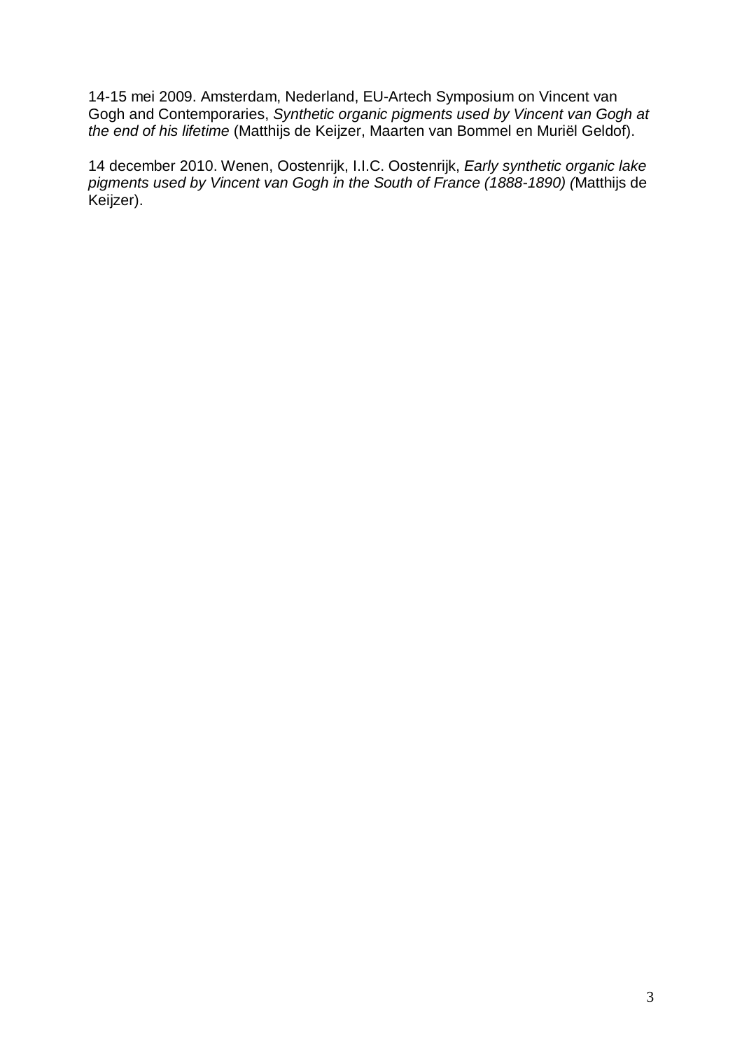14-15 mei 2009. Amsterdam, Nederland, EU-Artech Symposium on Vincent van Gogh and Contemporaries, *Synthetic organic pigments used by Vincent van Gogh at the end of his lifetime* (Matthijs de Keijzer, Maarten van Bommel en Muriël Geldof).

14 december 2010. Wenen, Oostenrijk, I.I.C. Oostenrijk, *Early synthetic organic lake pigments used by Vincent van Gogh in the South of France (1888-1890) (*Matthijs de Keijzer).